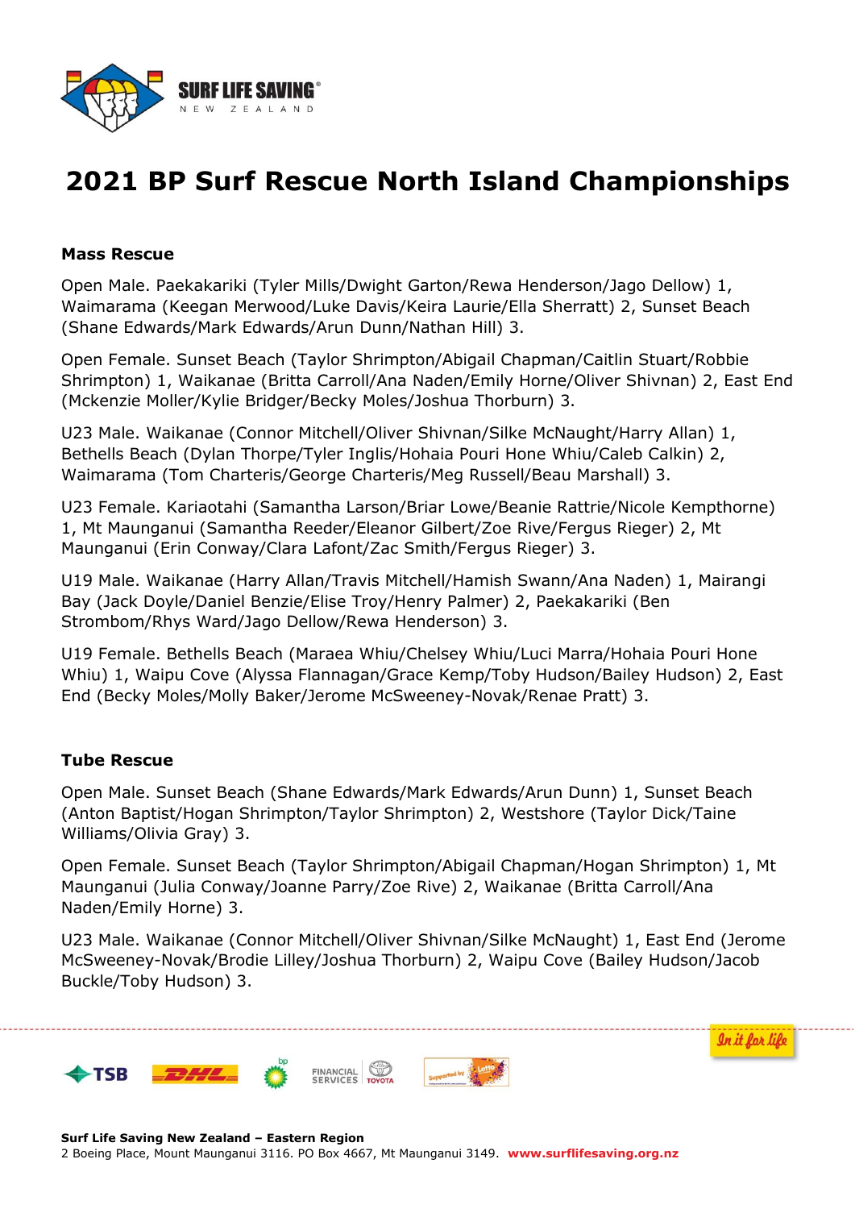# 2021 BP Surf Rescue North Island Championships

**Mass Rescue**

Open Male. Paekakariki (Tyler Mills/Dwight Garton/Rewa Henderson/Jago Dellow) 1, Waimarama (Keegan Merwood/Luke Davis/Keira Laurie/Ella Sherratt) 2, Sunset Beach (Shane Edwards/Mark Edwards/Arun Dunn/Nathan Hill) 3.

Open Female. Sunset Beach (Taylor Shrimpton/Abigail Chapman/Caitlin Stuart/Robbie Shrimpton) 1, Waikanae (Britta Carroll/Ana Naden/Emily Horne/Oliver Shivnan) 2, East End (Mckenzie Moller/Kylie Bridger/Becky Moles/Joshua Thorburn) 3.

U23 Male. Waikanae (Connor Mitchell/Oliver Shivnan/Silke McNaught/Harry Allan) 1, Bethells Beach (Dylan Thorpe/Tyler Inglis/Hohaia Pouri Hone Whiu/Caleb Calkin) 2, Waimarama (Tom Charteris/George Charteris/Meg Russell/Beau Marshall) 3.

U23 Female. Kariaotahi (Samantha Larson/Briar Lowe/Beanie Rattrie/Nicole Kempthorne) 1, Mt Maunganui (Samantha Reeder/Eleanor Gilbert/Zoe Rive/Fergus Rieger) 2, Mt Maunganui (Erin Conway/Clara Lafont/Zac Smith/Fergus Rieger) 3.

U19 Male. Waikanae (Harry Allan/Travis Mitchell/Hamish Swann/Ana Naden) 1, Mairangi Bay (Jack Doyle/Daniel Benzie/Elise Troy/Henry Palmer) 2, Paekakariki (Ben Strombom/Rhys Ward/Jago Dellow/Rewa Henderson) 3.

U19 Female. Bethells Beach (Maraea Whiu/Chelsey Whiu/Luci Marra/Hohaia Pouri Hone Whiu) 1, Waipu Cove (Alyssa Flannagan/Grace Kemp/Toby Hudson/Bailey Hudson) 2, East End (Becky Moles/Molly Baker/Jerome McSweeney-Novak/Renae Pratt) 3.

**Tube Rescue**

Open Male. Sunset Beach (Shane Edwards/Mark Edwards/Arun Dunn) 1, Sunset Beach (Anton Baptist/Hogan Shrimpton/Taylor Shrimpton) 2, Westshore (Taylor Dick/Taine Williams/Olivia Gray) 3.

Open Female. Sunset Beach (Taylor Shrimpton/Abigail Chapman/Hogan Shrimpton) 1, Mt Maunganui (Julia Conway/Joanne Parry/Zoe Rive) 2, Waikanae (Britta Carroll/Ana Naden/Emily Horne) 3.

U23 Male. Waikanae (Connor Mitchell/Oliver Shivnan/Silke McNaught) 1, East End (Jerome McSweeney-Novak/Brodie Lilley/Joshua Thorburn) 2, Waipu Cove (Bailey Hudson/Jacob Buckle/Toby Hudson) 3.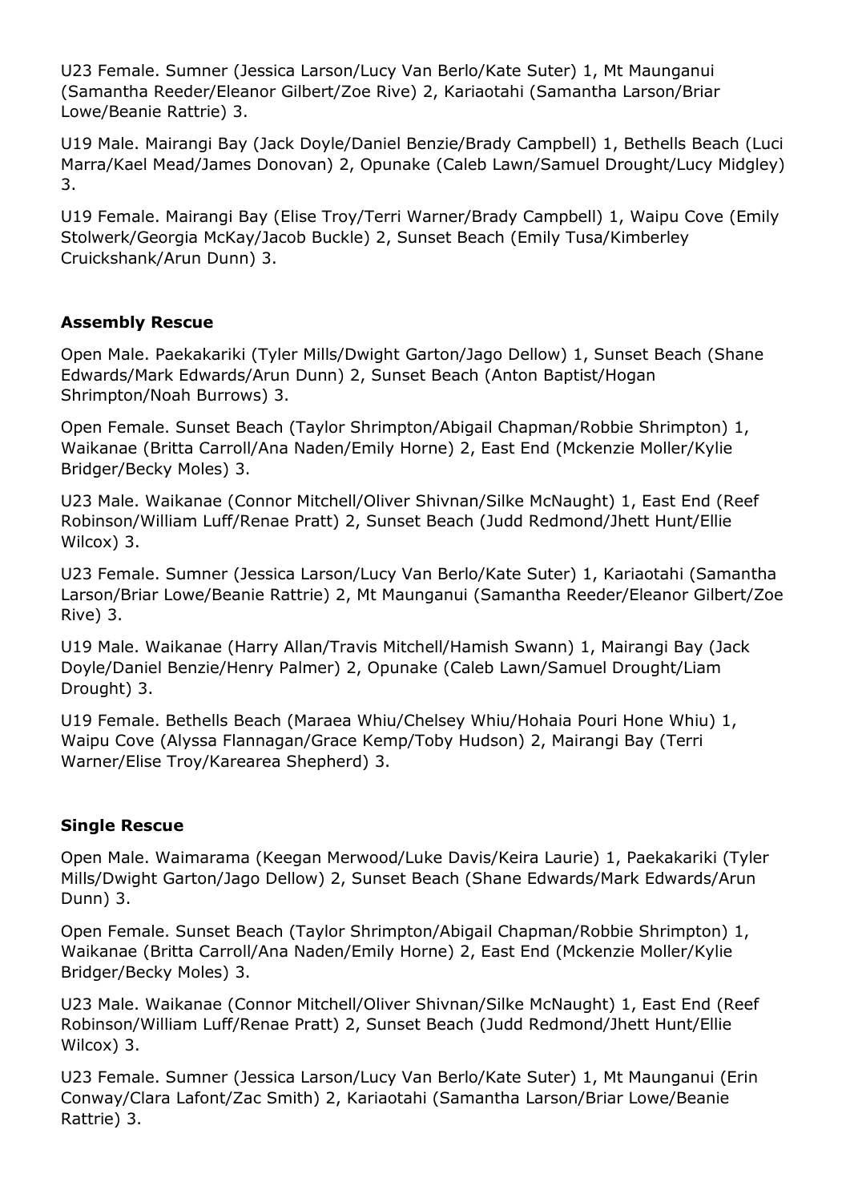U23 Female. Sumner (Jessica Larson/Lucy Van Berlo/Kate Suter) 1, Mt Maunganui (Samantha Reeder/Eleanor Gilbert/Zoe Rive) 2, Kariaotahi (Samantha Larson/Briar Lowe/Beanie Rattrie) 3.

U19 Male. Mairangi Bay (Jack Doyle/Daniel Benzie/Brady Campbell) 1, Bethells Beach (Luci Marra/Kael Mead/James Donovan) 2, Opunake (Caleb Lawn/Samuel Drought/Lucy Midgley) 3.

U19 Female. Mairangi Bay (Elise Troy/Terri Warner/Brady Campbell) 1, Waipu Cove (Emily Stolwerk/Georgia McKay/Jacob Buckle) 2, Sunset Beach (Emily Tusa/Kimberley Cruickshank/Arun Dunn) 3.

**Assembly Rescue**

Open Male. Paekakariki (Tyler Mills/Dwight Garton/Jago Dellow) 1, Sunset Beach (Shane Edwards/Mark Edwards/Arun Dunn) 2, Sunset Beach (Anton Baptist/Hogan Shrimpton/Noah Burrows) 3.

Open Female. Sunset Beach (Taylor Shrimpton/Abigail Chapman/Robbie Shrimpton) 1, Waikanae (Britta Carroll/Ana Naden/Emily Horne) 2, East End (Mckenzie Moller/Kylie Bridger/Becky Moles) 3.

U23 Male. Waikanae (Connor Mitchell/Oliver Shivnan/Silke McNaught) 1, East End (Reef Robinson/William Luff/Renae Pratt) 2, Sunset Beach (Judd Redmond/Jhett Hunt/Ellie Wilcox) 3.

U23 Female. Sumner (Jessica Larson/Lucy Van Berlo/Kate Suter) 1, Kariaotahi (Samantha Larson/Briar Lowe/Beanie Rattrie) 2, Mt Maunganui (Samantha Reeder/Eleanor Gilbert/Zoe Rive) 3.

U19 Male. Waikanae (Harry Allan/Travis Mitchell/Hamish Swann) 1, Mairangi Bay (Jack Doyle/Daniel Benzie/Henry Palmer) 2, Opunake (Caleb Lawn/Samuel Drought/Liam Drought) 3.

U19 Female. Bethells Beach (Maraea Whiu/Chelsey Whiu/Hohaia Pouri Hone Whiu) 1, Waipu Cove (Alyssa Flannagan/Grace Kemp/Toby Hudson) 2, Mairangi Bay (Terri Warner/Elise Troy/Karearea Shepherd) 3.

**Single Rescue**

Open Male. Waimarama (Keegan Merwood/Luke Davis/Keira Laurie) 1, Paekakariki (Tyler Mills/Dwight Garton/Jago Dellow) 2, Sunset Beach (Shane Edwards/Mark Edwards/Arun Dunn) 3.

Open Female. Sunset Beach (Taylor Shrimpton/Abigail Chapman/Robbie Shrimpton) 1, Waikanae (Britta Carroll/Ana Naden/Emily Horne) 2, East End (Mckenzie Moller/Kylie Bridger/Becky Moles) 3.

U23 Male. Waikanae (Connor Mitchell/Oliver Shivnan/Silke McNaught) 1, East End (Reef Robinson/William Luff/Renae Pratt) 2, Sunset Beach (Judd Redmond/Jhett Hunt/Ellie Wilcox) 3.

U23 Female. Sumner (Jessica Larson/Lucy Van Berlo/Kate Suter) 1, Mt Maunganui (Erin Conway/Clara Lafont/Zac Smith) 2, Kariaotahi (Samantha Larson/Briar Lowe/Beanie Rattrie) 3.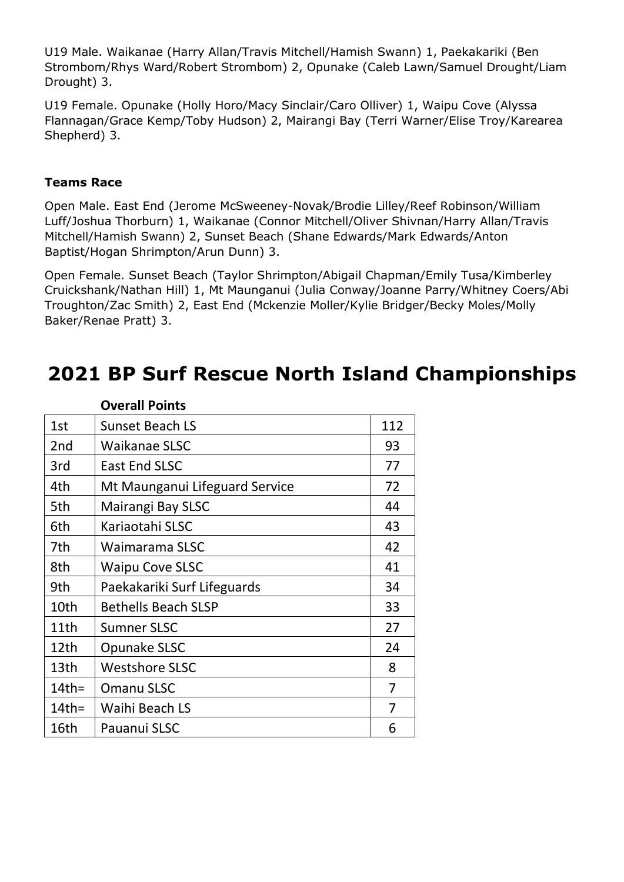U19 Male. Waikanae (Harry Allan/Travis Mitchell/Hamish Swann) 1, Paekakariki (Ben Strombom/Rhys Ward/Robert Strombom) 2, Opunake (Caleb Lawn/Samuel Drought/Liam Drought) 3.

U19 Female. Opunake (Holly Horo/Macy Sinclair/Caro Olliver) 1, Waipu Cove (Alyssa Flannagan/Grace Kemp/Toby Hudson) 2, Mairangi Bay (Terri Warner/Elise Troy/Karearea Shepherd) 3.

**Teams Race**

Open Male. East End (Jerome McSweeney-Novak/Brodie Lilley/Reef Robinson/William Luff/Joshua Thorburn) 1, Waikanae (Connor Mitchell/Oliver Shivnan/Harry Allan/Travis Mitchell/Hamish Swann) 2, Sunset Beach (Shane Edwards/Mark Edwards/Anton Baptist/Hogan Shrimpton/Arun Dunn) 3.

Open Female. Sunset Beach (Taylor Shrimpton/Abigail Chapman/Emily Tusa/Kimberley Cruickshank/Nathan Hill) 1, Mt Maunganui (Julia Conway/Joanne Parry/Whitney Coers/Abi Troughton/Zac Smith) 2, East End (Mckenzie Moller/Kylie Bridger/Becky Moles/Molly Baker/Renae Pratt) 3.

# 2021 BP Surf Rescue North Island Championships

**Overall Points**

| | | |
|---|---|---|
| 1st | Sunset Beach LS | 112 |
| 2nd | Waikanae SLSC | 93 |
| 3rd | East End SLSC | 77 |
| 4th | Mt Maunganui Lifeguard Service | 72 |
| 5th | Mairangi Bay SLSC | 44 |
| 6th | Kariaotahi SLSC | 43 |
| 7th | Waimarama SLSC | 42 |
| 8th | Waipu Cove SLSC | 41 |
| 9th | Paekakariki Surf Lifeguards | 34 |
| 10th | Bethells Beach SLSP | 33 |
| 11th | Sumner SLSC | 27 |
| 12th | Opunake SLSC | 24 |
| 13th | Westshore SLSC | 8 |
| 14th= | Omanu SLSC | 7 |
| 14th= | Waihi Beach LS | 7 |
| 16th | Pauanui SLSC | 6 |